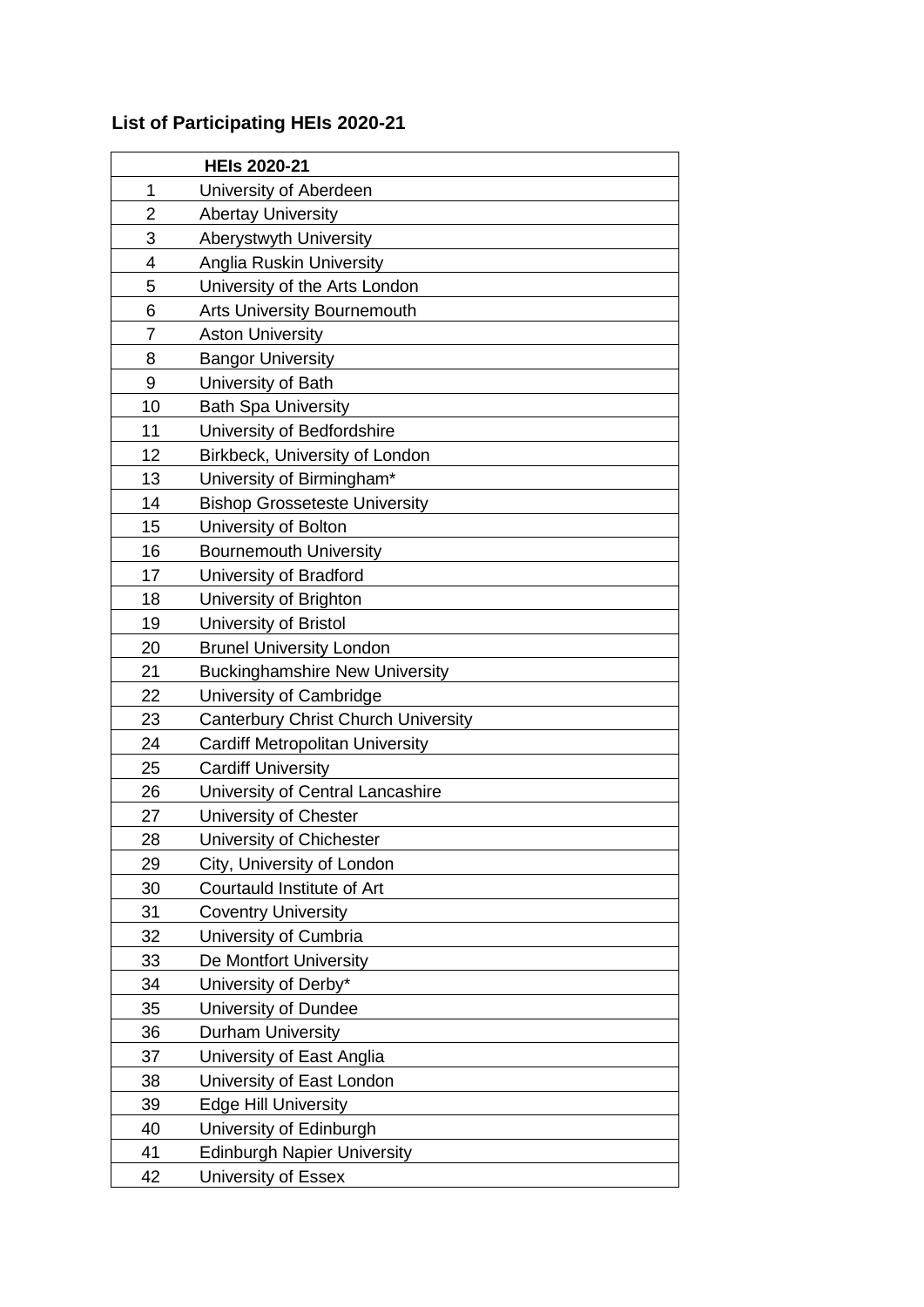## List of Participating HEIs 2020-21

| | HEIs 2020-21 |
|---|---|
| 1 | University of Aberdeen |
| 2 | Abertay University |
| 3 | Aberystwyth University |
| 4 | Anglia Ruskin University |
| 5 | University of the Arts London |
| 6 | Arts University Bournemouth |
| 7 | Aston University |
| 8 | Bangor University |
| 9 | University of Bath |
| 10 | Bath Spa University |
| 11 | University of Bedfordshire |
| 12 | Birkbeck, University of London |
| 13 | University of Birmingham* |
| 14 | Bishop Grosseteste University |
| 15 | University of Bolton |
| 16 | Bournemouth University |
| 17 | University of Bradford |
| 18 | University of Brighton |
| 19 | University of Bristol |
| 20 | Brunel University London |
| 21 | Buckinghamshire New University |
| 22 | University of Cambridge |
| 23 | Canterbury Christ Church University |
| 24 | Cardiff Metropolitan University |
| 25 | Cardiff University |
| 26 | University of Central Lancashire |
| 27 | University of Chester |
| 28 | University of Chichester |
| 29 | City, University of London |
| 30 | Courtauld Institute of Art |
| 31 | Coventry University |
| 32 | University of Cumbria |
| 33 | De Montfort University |
| 34 | University of Derby* |
| 35 | University of Dundee |
| 36 | Durham University |
| 37 | University of East Anglia |
| 38 | University of East London |
| 39 | Edge Hill University |
| 40 | University of Edinburgh |
| 41 | Edinburgh Napier University |
| 42 | University of Essex |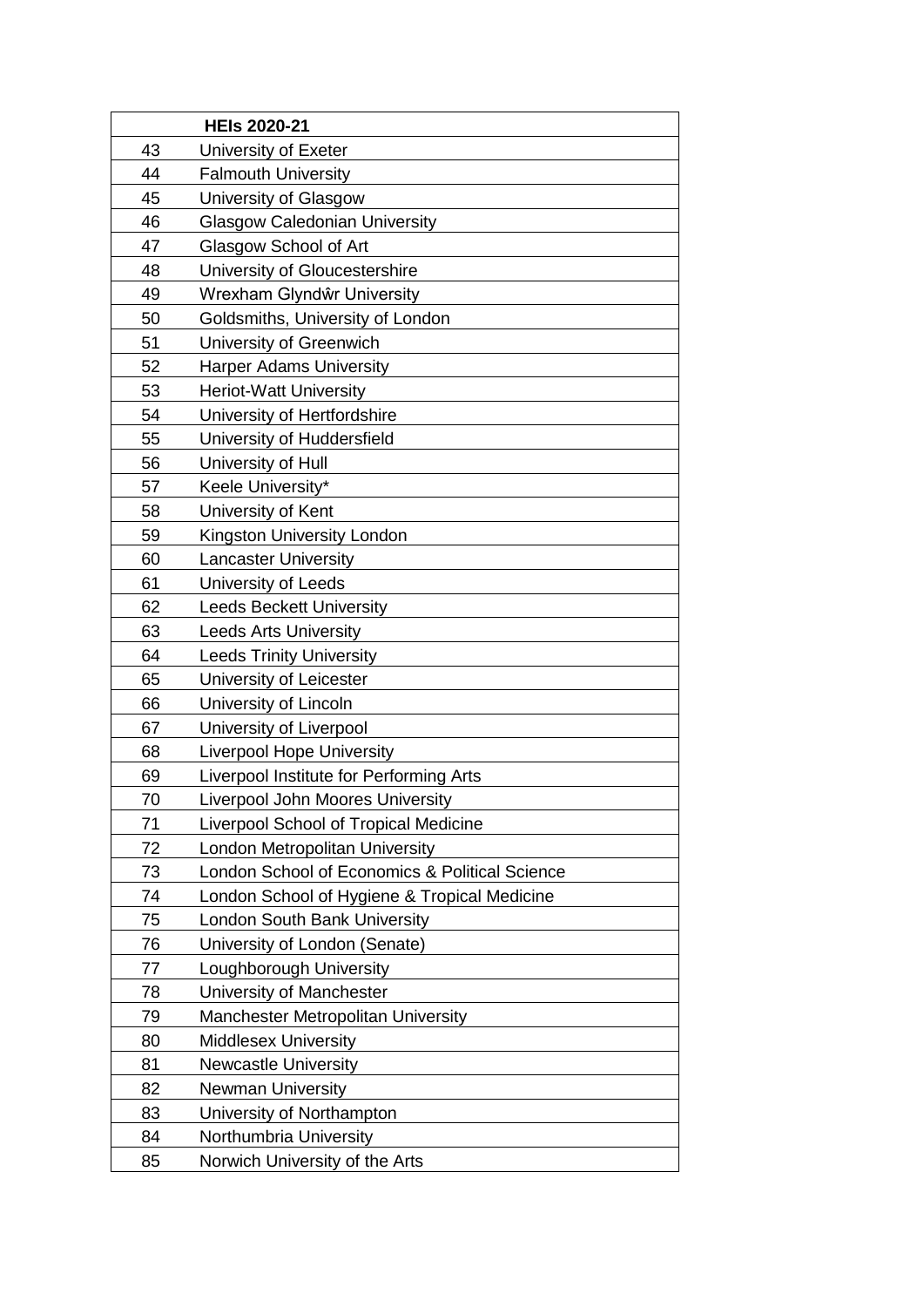| | HEIs 2020-21 |
|---|---|
| 43 | University of Exeter |
| 44 | Falmouth University |
| 45 | University of Glasgow |
| 46 | Glasgow Caledonian University |
| 47 | Glasgow School of Art |
| 48 | University of Gloucestershire |
| 49 | Wrexham Glyndŵr University |
| 50 | Goldsmiths, University of London |
| 51 | University of Greenwich |
| 52 | Harper Adams University |
| 53 | Heriot-Watt University |
| 54 | University of Hertfordshire |
| 55 | University of Huddersfield |
| 56 | University of Hull |
| 57 | Keele University* |
| 58 | University of Kent |
| 59 | Kingston University London |
| 60 | Lancaster University |
| 61 | University of Leeds |
| 62 | Leeds Beckett University |
| 63 | Leeds Arts University |
| 64 | Leeds Trinity University |
| 65 | University of Leicester |
| 66 | University of Lincoln |
| 67 | University of Liverpool |
| 68 | Liverpool Hope University |
| 69 | Liverpool Institute for Performing Arts |
| 70 | Liverpool John Moores University |
| 71 | Liverpool School of Tropical Medicine |
| 72 | London Metropolitan University |
| 73 | London School of Economics & Political Science |
| 74 | London School of Hygiene & Tropical Medicine |
| 75 | London South Bank University |
| 76 | University of London (Senate) |
| 77 | Loughborough University |
| 78 | University of Manchester |
| 79 | Manchester Metropolitan University |
| 80 | Middlesex University |
| 81 | Newcastle University |
| 82 | Newman University |
| 83 | University of Northampton |
| 84 | Northumbria University |
| 85 | Norwich University of the Arts |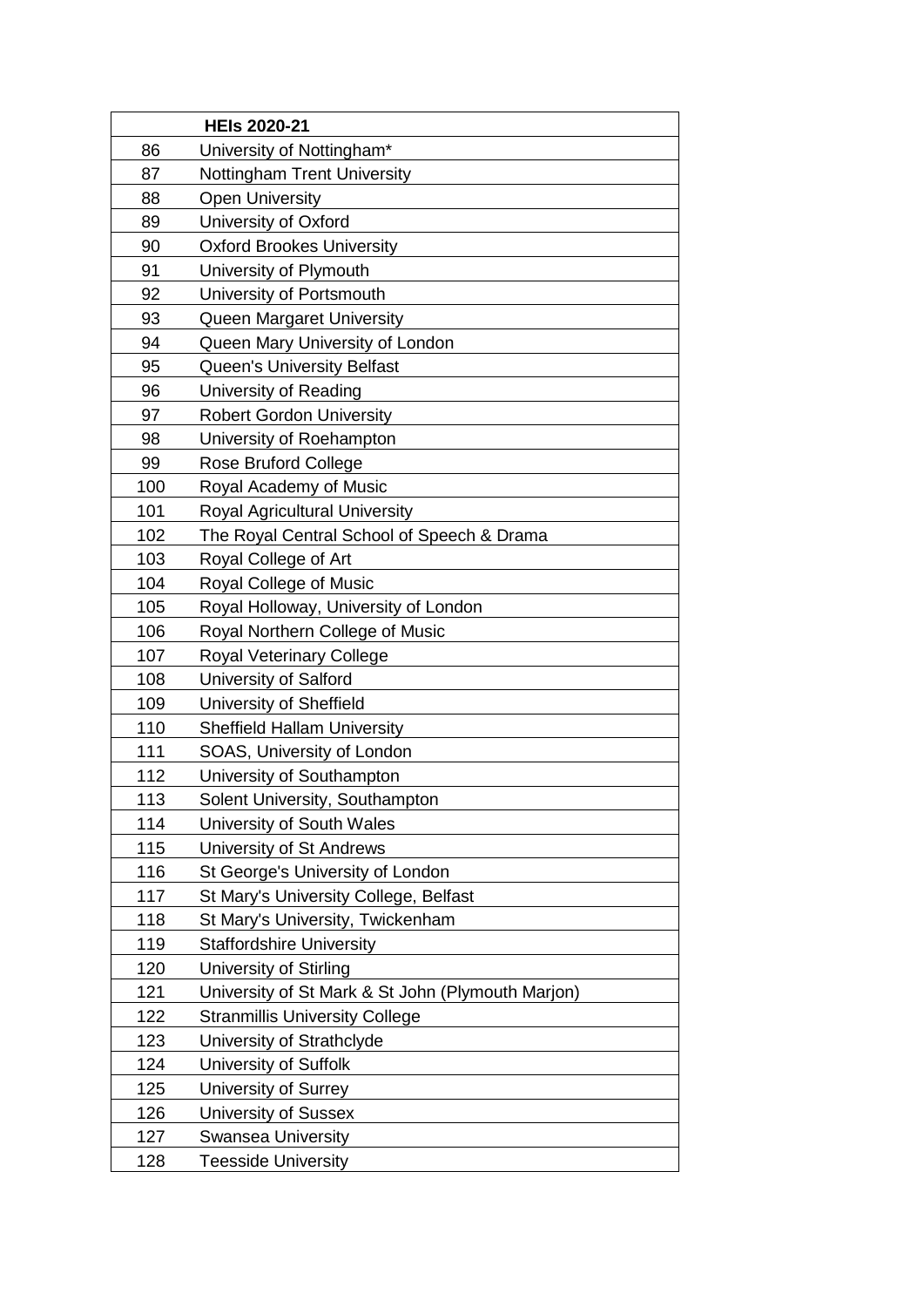| | HEIs 2020-21 |
|---|---|
| 86 | University of Nottingham* |
| 87 | Nottingham Trent University |
| 88 | Open University |
| 89 | University of Oxford |
| 90 | Oxford Brookes University |
| 91 | University of Plymouth |
| 92 | University of Portsmouth |
| 93 | Queen Margaret University |
| 94 | Queen Mary University of London |
| 95 | Queen's University Belfast |
| 96 | University of Reading |
| 97 | Robert Gordon University |
| 98 | University of Roehampton |
| 99 | Rose Bruford College |
| 100 | Royal Academy of Music |
| 101 | Royal Agricultural University |
| 102 | The Royal Central School of Speech & Drama |
| 103 | Royal College of Art |
| 104 | Royal College of Music |
| 105 | Royal Holloway, University of London |
| 106 | Royal Northern College of Music |
| 107 | Royal Veterinary College |
| 108 | University of Salford |
| 109 | University of Sheffield |
| 110 | Sheffield Hallam University |
| 111 | SOAS, University of London |
| 112 | University of Southampton |
| 113 | Solent University, Southampton |
| 114 | University of South Wales |
| 115 | University of St Andrews |
| 116 | St George's University of London |
| 117 | St Mary's University College, Belfast |
| 118 | St Mary's University, Twickenham |
| 119 | Staffordshire University |
| 120 | University of Stirling |
| 121 | University of St Mark & St John (Plymouth Marjon) |
| 122 | Stranmillis University College |
| 123 | University of Strathclyde |
| 124 | University of Suffolk |
| 125 | University of Surrey |
| 126 | University of Sussex |
| 127 | Swansea University |
| 128 | Teesside University |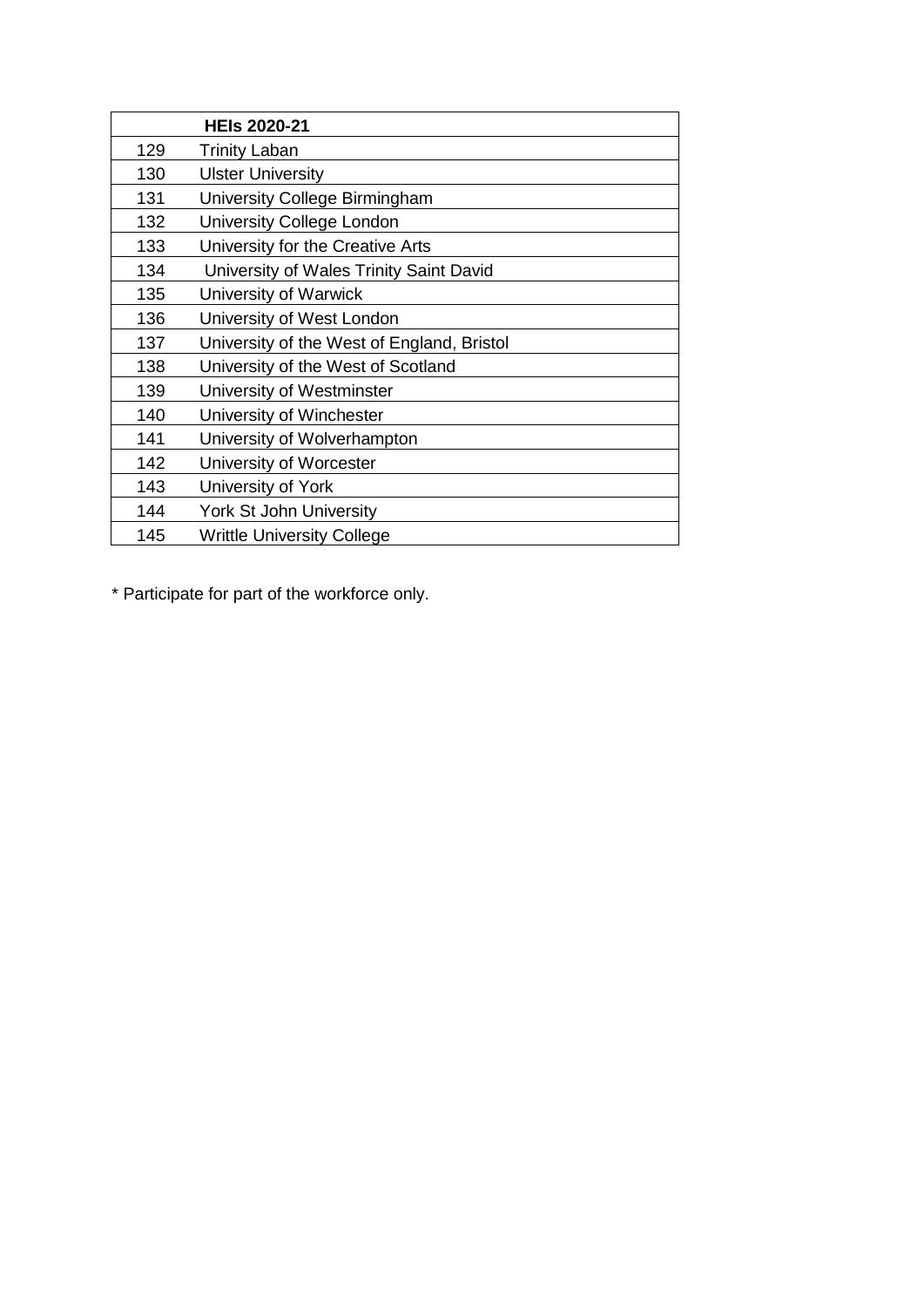| | HEIs 2020-21 |
|---|---|
| 129 | Trinity Laban |
| 130 | Ulster University |
| 131 | University College Birmingham |
| 132 | University College London |
| 133 | University for the Creative Arts |
| 134 | University of Wales Trinity Saint David |
| 135 | University of Warwick |
| 136 | University of West London |
| 137 | University of the West of England, Bristol |
| 138 | University of the West of Scotland |
| 139 | University of Westminster |
| 140 | University of Winchester |
| 141 | University of Wolverhampton |
| 142 | University of Worcester |
| 143 | University of York |
| 144 | York St John University |
| 145 | Writtle University College |

* Participate for part of the workforce only.